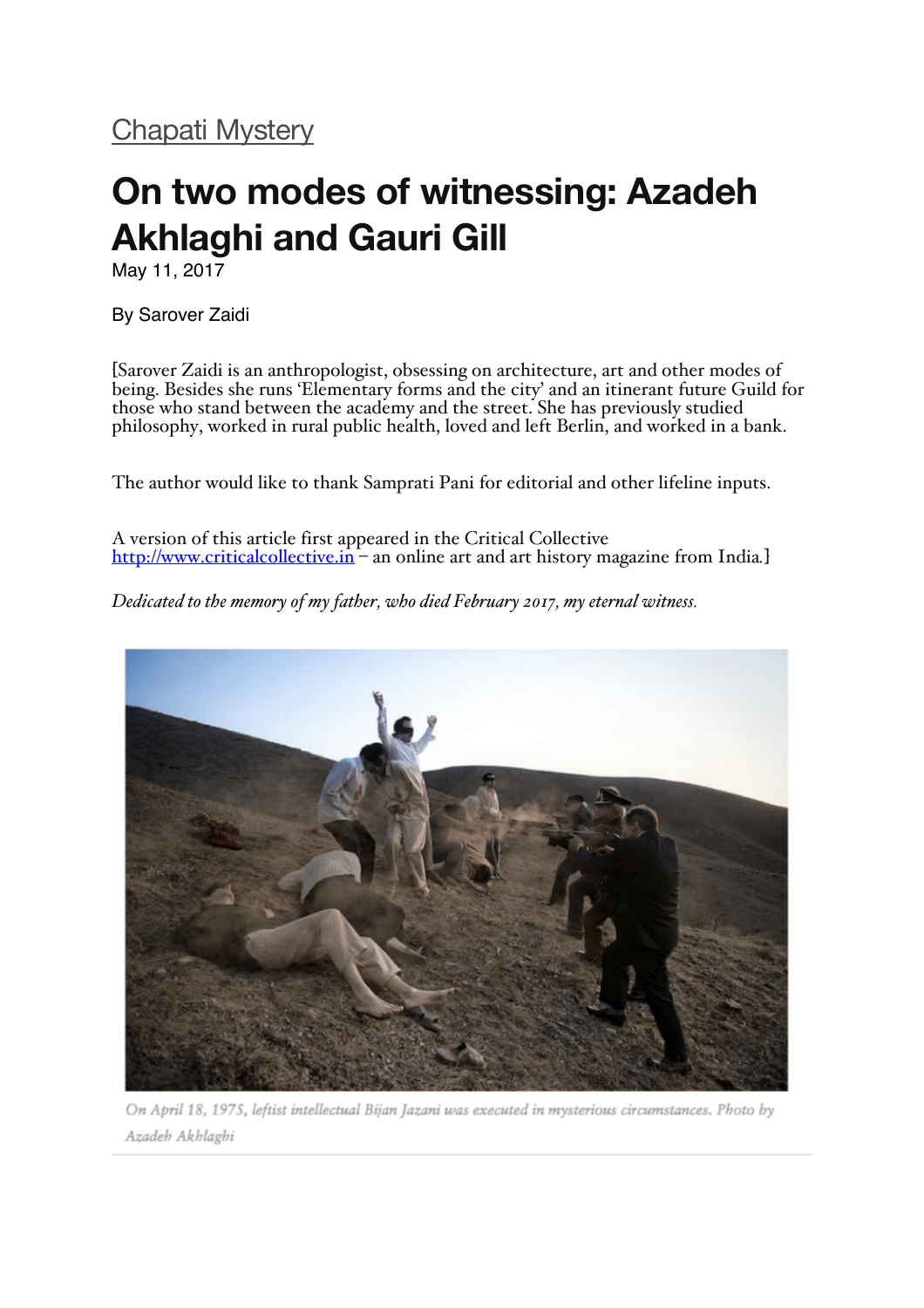Chapati Mystery

# On two modes of witnessing: Azadeh Akhlaghi and Gauri Gill

May 11, 2017

By Sarover Zaidi

[Sarover Zaidi is an anthropologist, obsessing on architecture, art and other modes of being. Besides she runs 'Elementary forms and the city' and an itinerant future Guild for those who stand between the academy and the street. She has previously studied philosophy, worked in rural public health, loved and left Berlin, and worked in a bank.

The author would like to thank Samprati Pani for editorial and other lifeline inputs.

A version of this article first appeared in the Critical Collective http://www.criticalcollective.in – an online art and art history magazine from India.]

*Dedicated to the memory of my father, who died February 2017, my eternal witness.*

*On April 18, 1975, leftist intellectual Bijan Jazani was executed in mysterious circumstances. Photo by Azadeh Akhlaghi*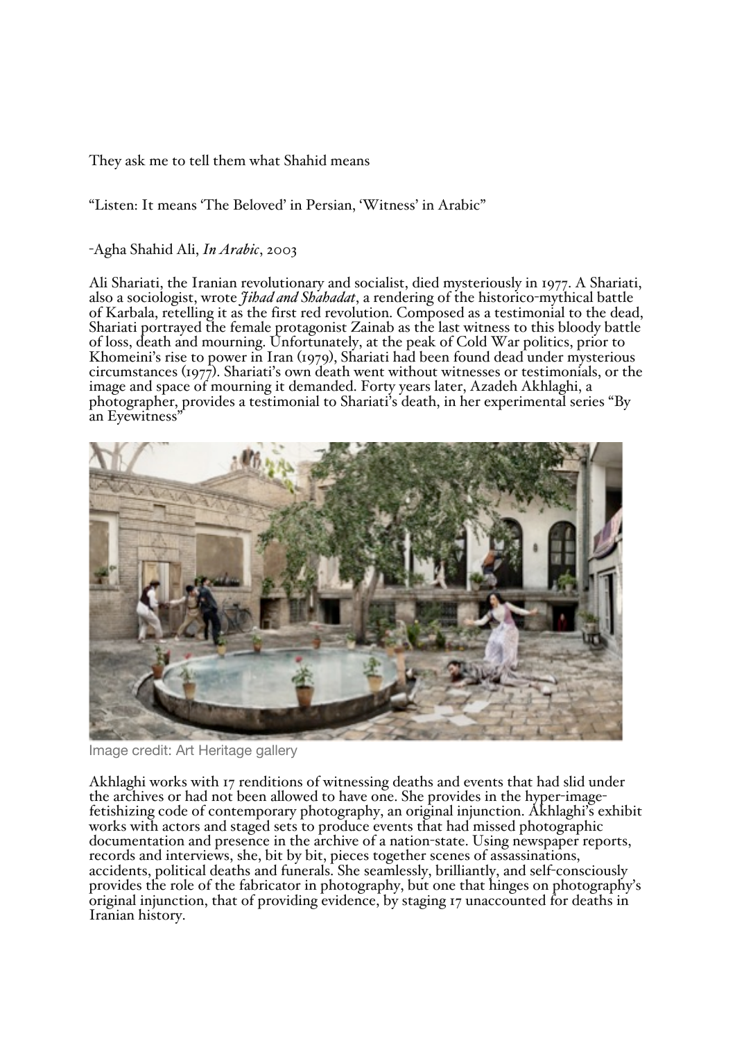They ask me to tell them what Shahid means

"Listen: It means 'The Beloved' in Persian, 'Witness' in Arabic"

-Agha Shahid Ali, *In Arabic*, 2003

Ali Shariati, the Iranian revolutionary and socialist, died mysteriously in 1977. A Shariati, also a sociologist, wrote *Jihad and Shahadat*, a rendering of the historico-mythical battle of Karbala, retelling it as the first red revolution. Composed as a testimonial to the dead, Shariati portrayed the female protagonist Zainab as the last witness to this bloody battle of loss, death and mourning. Unfortunately, at the peak of Cold War politics, prior to Khomeini's rise to power in Iran (1979), Shariati had been found dead under mysterious circumstances (1977). Shariati's own death went without witnesses or testimonials, or the image and space of mourning it demanded. Forty years later, Azadeh Akhlaghi, a photographer, provides a testimonial to Shariati's death, in her experimental series "By an Eyewitness"

Image credit: Art Heritage gallery

Akhlaghi works with 17 renditions of witnessing deaths and events that had slid under the archives or had not been allowed to have one. She provides in the hyper-image-fetishizing code of contemporary photography, an original injunction. Akhlaghi's exhibit works with actors and staged sets to produce events that had missed photographic documentation and presence in the archive of a nation-state. Using newspaper reports, records and interviews, she, bit by bit, pieces together scenes of assassinations, accidents, political deaths and funerals. She seamlessly, brilliantly, and self-consciously provides the role of the fabricator in photography, but one that hinges on photography's original injunction, that of providing evidence, by staging 17 unaccounted for deaths in Iranian history.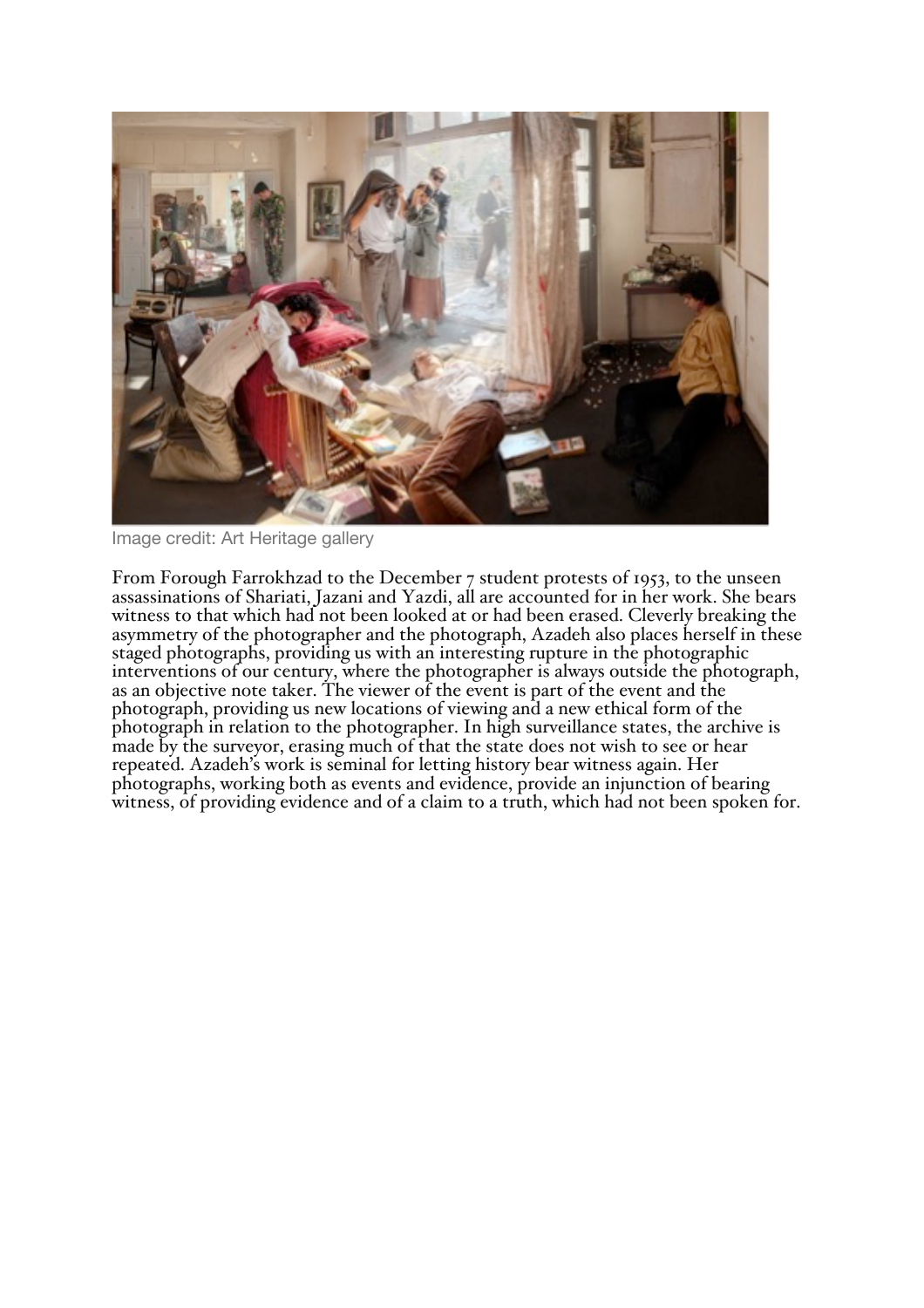Image credit: Art Heritage gallery

From Forough Farrokhzad to the December 7 student protests of 1953, to the unseen assassinations of Shariati, Jazani and Yazdi, all are accounted for in her work. She bears witness to that which had not been looked at or had been erased. Cleverly breaking the asymmetry of the photographer and the photograph, Azadeh also places herself in these staged photographs, providing us with an interesting rupture in the photographic interventions of our century, where the photographer is always outside the photograph, as an objective note taker. The viewer of the event is part of the event and the photograph, providing us new locations of viewing and a new ethical form of the photograph in relation to the photographer. In high surveillance states, the archive is made by the surveyor, erasing much of that the state does not wish to see or hear repeated. Azadeh's work is seminal for letting history bear witness again. Her photographs, working both as events and evidence, provide an injunction of bearing witness, of providing evidence and of a claim to a truth, which had not been spoken for.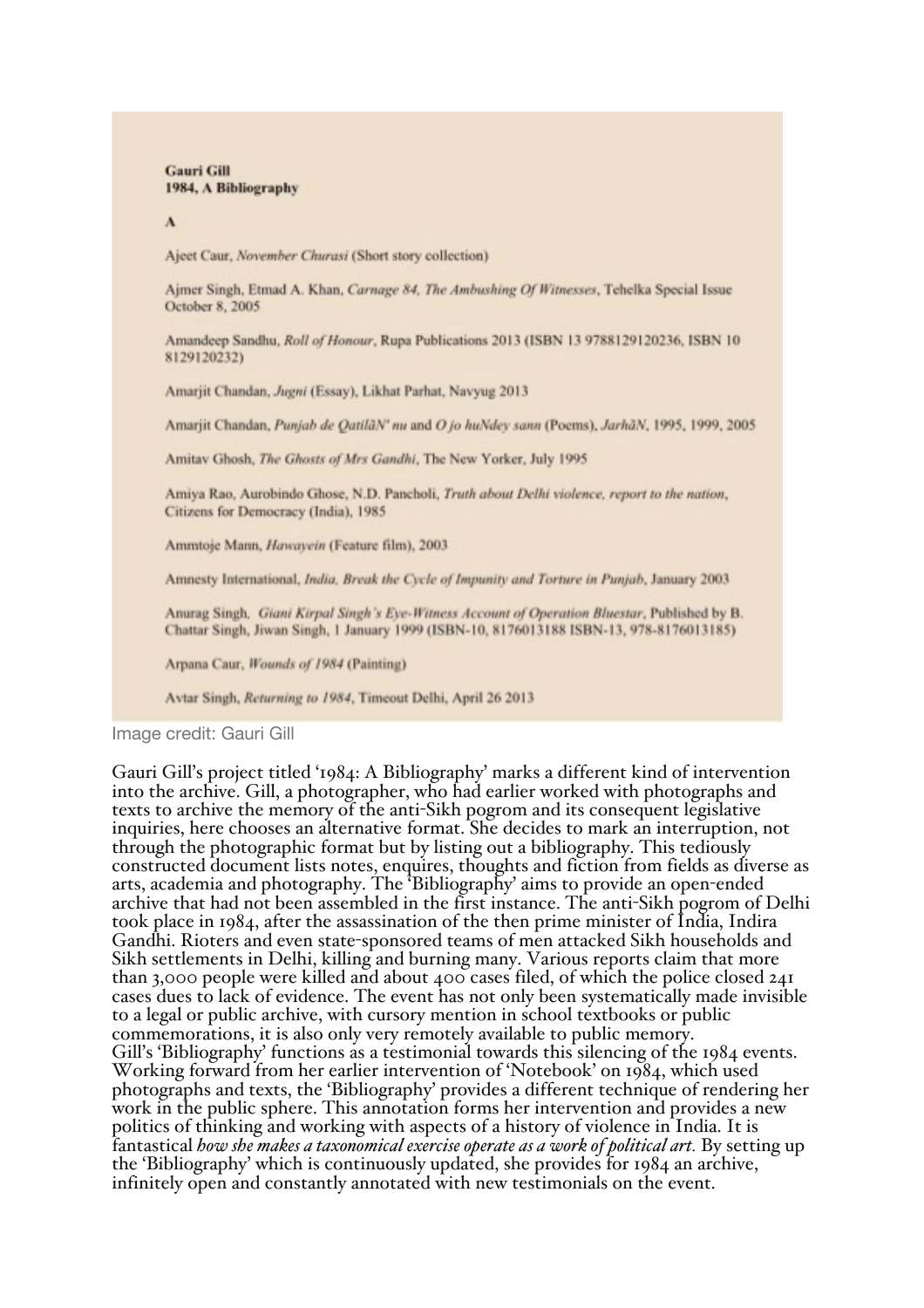**Gauri Gill**
**1984, A Bibliography**

**A**

Ajeet Caur, *November Churasi* (Short story collection)

Ajmer Singh, Etmad A. Khan, *Carnage 84, The Ambushing Of Witnesses*, Tehelka Special Issue October 8, 2005

Amandeep Sandhu, *Roll of Honour*, Rupa Publications 2013 (ISBN 13 9788129120236, ISBN 10 8129120232)

Amarjit Chandan, *Jugni* (Essay), Likhat Parhat, Navyug 2013

Amarjit Chandan, *Punjab de QatilāN' nu* and *O jo huNdey sann* (Poems), JarhāN, 1995, 1999, 2005

Amitav Ghosh, *The Ghosts of Mrs Gandhi*, The New Yorker, July 1995

Amiya Rao, Aurobindo Ghose, N.D. Pancholi, *Truth about Delhi violence, report to the nation*, Citizens for Democracy (India), 1985

Ammtoje Mann, *Hawayein* (Feature film), 2003

Amnesty International, *India, Break the Cycle of Impunity and Torture in Punjab*, January 2003

Anurag Singh, *Giani Kirpal Singh's Eye-Witness Account of Operation Bluestar*, Published by B. Chattar Singh, Jiwan Singh, 1 January 1999 (ISBN-10, 8176013188 ISBN-13, 978-8176013185)

Arpana Caur, *Wounds of 1984* (Painting)

Avtar Singh, *Returning to 1984*, Timeout Delhi, April 26 2013

Image credit: Gauri Gill

Gauri Gill's project titled '1984: A Bibliography' marks a different kind of intervention into the archive. Gill, a photographer, who had earlier worked with photographs and texts to archive the memory of the anti-Sikh pogrom and its consequent legislative inquiries, here chooses an alternative format. She decides to mark an interruption, not through the photographic format but by listing out a bibliography. This tediously constructed document lists notes, enquires, thoughts and fiction from fields as diverse as arts, academia and photography. The 'Bibliography' aims to provide an open-ended archive that had not been assembled in the first instance. The anti-Sikh pogrom of Delhi took place in 1984, after the assassination of the then prime minister of India, Indira Gandhi. Rioters and even state-sponsored teams of men attacked Sikh households and Sikh settlements in Delhi, killing and burning many. Various reports claim that more than 3,000 people were killed and about 400 cases filed, of which the police closed 241 cases dues to lack of evidence. The event has not only been systematically made invisible to a legal or public archive, with cursory mention in school textbooks or public commemorations, it is also only very remotely available to public memory.
Gill's 'Bibliography' functions as a testimonial towards this silencing of the 1984 events. Working forward from her earlier intervention of 'Notebook' on 1984, which used photographs and texts, the 'Bibliography' provides a different technique of rendering her work in the public sphere. This annotation forms her intervention and provides a new politics of thinking and working with aspects of a history of violence in India. It is fantastical *how she makes a taxonomical exercise operate as a work of political art.* By setting up the 'Bibliography' which is continuously updated, she provides for 1984 an archive, infinitely open and constantly annotated with new testimonials on the event.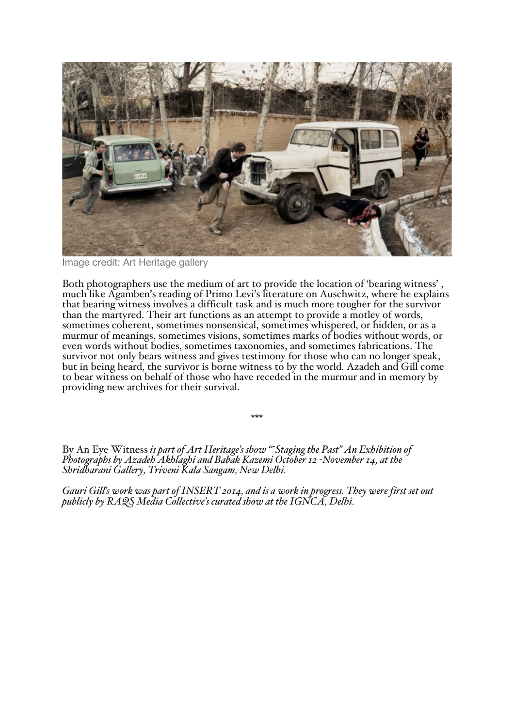Image credit: Art Heritage gallery

Both photographers use the medium of art to provide the location of 'bearing witness' , much like Agamben's reading of Primo Levi's literature on Auschwitz, where he explains that bearing witness involves a difficult task and is much more tougher for the survivor than the martyred. Their art functions as an attempt to provide a motley of words, sometimes coherent, sometimes nonsensical, sometimes whispered, or hidden, or as a murmur of meanings, sometimes visions, sometimes marks of bodies without words, or even words without bodies, sometimes taxonomies, and sometimes fabrications. The survivor not only bears witness and gives testimony for those who can no longer speak, but in being heard, the survivor is borne witness to by the world. Azadeh and Gill come to bear witness on behalf of those who have receded in the murmur and in memory by providing new archives for their survival.

***

By An Eye Witness *is part of Art Heritage's show ""Staging the Past" An Exhibition of Photographs by Azadeh Akhlaghi and Babak Kazemi October 12 -November 14, at the Shridharani Gallery, Triveni Kala Sangam, New Delhi.*

*Gauri Gill's work was part of INSERT 2014, and is a work in progress. They were first set out publicly by RAQS Media Collective's curated show at the IGNCA, Delhi.*